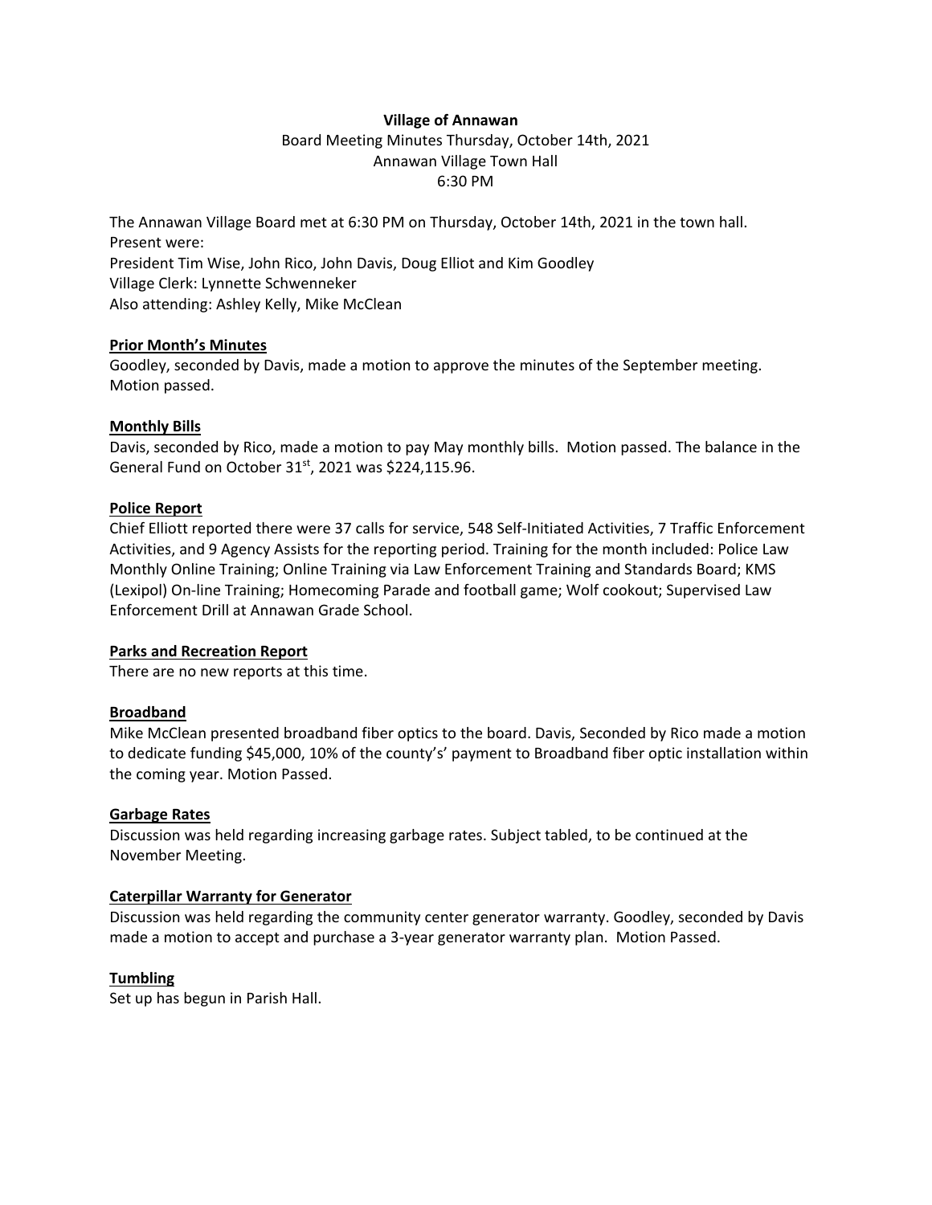**Village of Annawan**

Board Meeting Minutes Thursday, October 14th, 2021
Annawan Village Town Hall
6:30 PM

The Annawan Village Board met at 6:30 PM on Thursday, October 14th, 2021 in the town hall.
Present were:
President Tim Wise, John Rico, John Davis, Doug Elliot and Kim Goodley
Village Clerk: Lynnette Schwenneker
Also attending: Ashley Kelly, Mike McClean

**Prior Month's Minutes**

Goodley, seconded by Davis, made a motion to approve the minutes of the September meeting. Motion passed.

**Monthly Bills**

Davis, seconded by Rico, made a motion to pay May monthly bills. Motion passed. The balance in the General Fund on October 31st, 2021 was $224,115.96.

**Police Report**

Chief Elliott reported there were 37 calls for service, 548 Self-Initiated Activities, 7 Traffic Enforcement Activities, and 9 Agency Assists for the reporting period. Training for the month included: Police Law Monthly Online Training; Online Training via Law Enforcement Training and Standards Board; KMS (Lexipol) On-line Training; Homecoming Parade and football game; Wolf cookout; Supervised Law Enforcement Drill at Annawan Grade School.

**Parks and Recreation Report**

There are no new reports at this time.

**Broadband**

Mike McClean presented broadband fiber optics to the board. Davis, Seconded by Rico made a motion to dedicate funding $45,000, 10% of the county's' payment to Broadband fiber optic installation within the coming year. Motion Passed.

**Garbage Rates**

Discussion was held regarding increasing garbage rates. Subject tabled, to be continued at the November Meeting.

**Caterpillar Warranty for Generator**

Discussion was held regarding the community center generator warranty. Goodley, seconded by Davis made a motion to accept and purchase a 3-year generator warranty plan. Motion Passed.

**Tumbling**

Set up has begun in Parish Hall.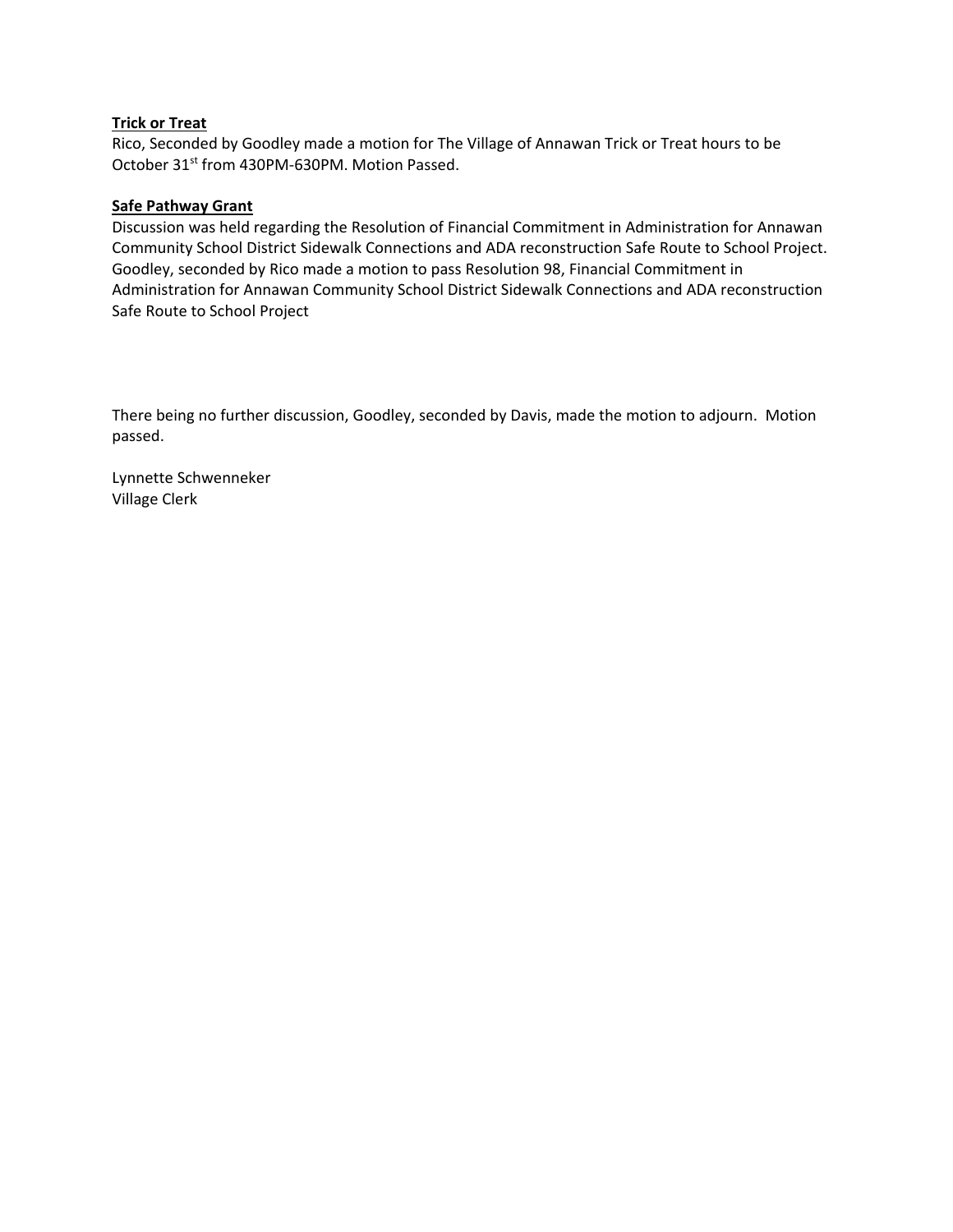**Trick or Treat**

Rico, Seconded by Goodley made a motion for The Village of Annawan Trick or Treat hours to be October 31st from 430PM-630PM. Motion Passed.

**Safe Pathway Grant**

Discussion was held regarding the Resolution of Financial Commitment in Administration for Annawan Community School District Sidewalk Connections and ADA reconstruction Safe Route to School Project. Goodley, seconded by Rico made a motion to pass Resolution 98, Financial Commitment in Administration for Annawan Community School District Sidewalk Connections and ADA reconstruction Safe Route to School Project

There being no further discussion, Goodley, seconded by Davis, made the motion to adjourn. Motion passed.

Lynnette Schwenneker
Village Clerk